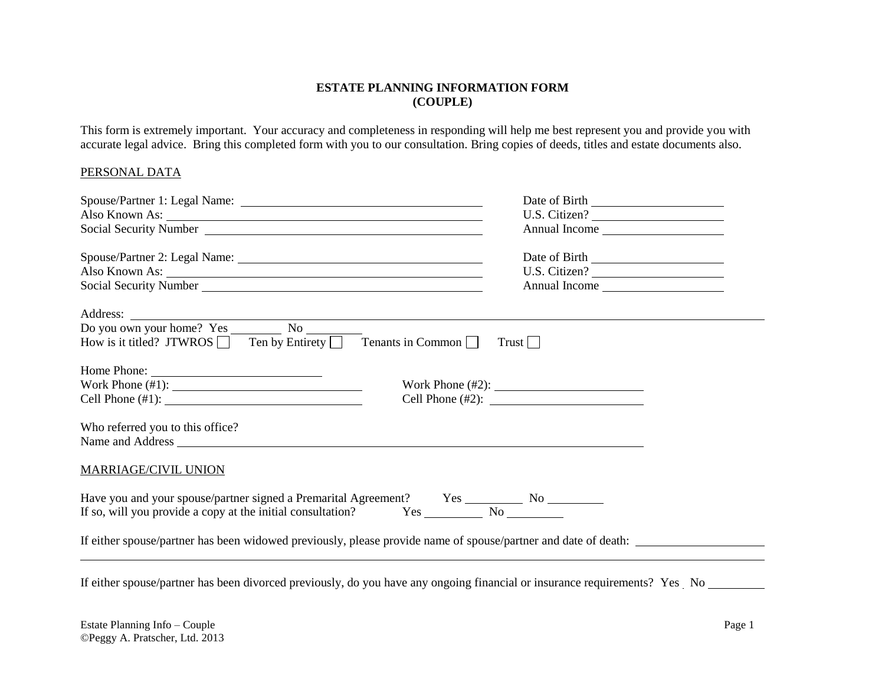# ESTATE PLANNING INFORMATION FORM
# (COUPLE)

This form is extremely important. Your accuracy and completeness in responding will help me best represent you and provide you with accurate legal advice. Bring this completed form with you to our consultation. Bring copies of deeds, titles and estate documents also.

PERSONAL DATA

Spouse/Partner 1: Legal Name: ______________________________ Date of Birth ______________
Also Known As: ______________________________ U.S. Citizen? ______________
Social Security Number ______________________________ Annual Income ______________

Spouse/Partner 2: Legal Name: ______________________________ Date of Birth ______________
Also Known As: ______________________________ U.S. Citizen? ______________
Social Security Number ______________________________ Annual Income ______________

Address: ____________________________________________________________
Do you own your home? Yes ________ No ________
How is it titled? JTWROS ☐ Ten by Entirety ☐ Tenants in Common ☐ Trust ☐

Home Phone: ______________________
Work Phone (#1): ______________________ Work Phone (#2): ______________________
Cell Phone (#1): ______________________ Cell Phone (#2): ______________________

Who referred you to this office?
Name and Address ____________________________________________________________

MARRIAGE/CIVIL UNION

Have you and your spouse/partner signed a Premarital Agreement? Yes ________ No ________
If so, will you provide a copy at the initial consultation? Yes ________ No ________

If either spouse/partner has been widowed previously, please provide name of spouse/partner and date of death: ______________________
____________________________________________________________

If either spouse/partner has been divorced previously, do you have any ongoing financial or insurance requirements? Yes _ No ________

Estate Planning Info – Couple
©Peggy A. Pratscher, Ltd. 2013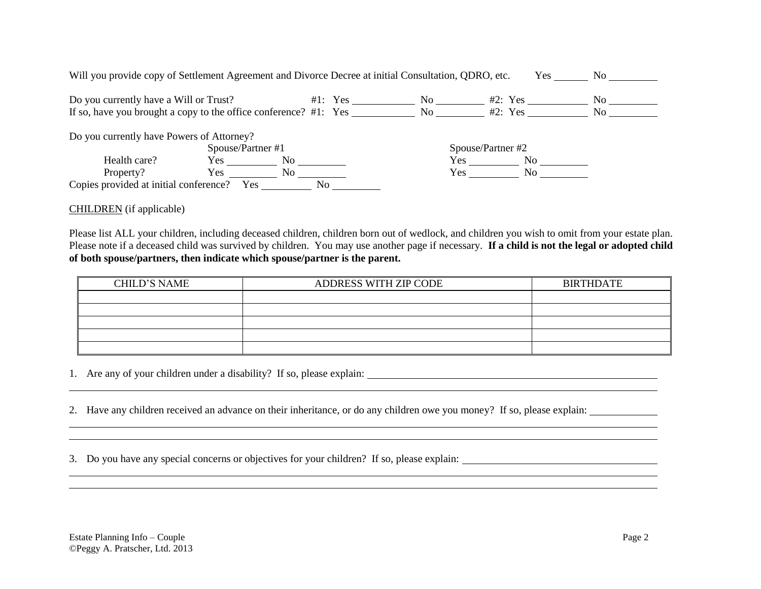Will you provide copy of Settlement Agreement and Divorce Decree at initial Consultation, QDRO, etc. Yes ______ No ________

Do you currently have a Will or Trust? #1: Yes __________ No ________ #2: Yes __________ No ________
If so, have you brought a copy to the office conference? #1: Yes __________ No ________ #2: Yes __________ No ________

Do you currently have Powers of Attorney?

| | Spouse/Partner #1 | Spouse/Partner #2 |
|---|---|---|
| Health care? | Yes ________ No ________ | Yes ________ No ________ |
| Property? | Yes ________ No ________ | Yes ________ No ________ |

Copies provided at initial conference? Yes ________ No ________

CHILDREN (if applicable)

Please list ALL your children, including deceased children, children born out of wedlock, and children you wish to omit from your estate plan. Please note if a deceased child was survived by children. You may use another page if necessary. **If a child is not the legal or adopted child of both spouse/partners, then indicate which spouse/partner is the parent.**

| CHILD'S NAME | ADDRESS WITH ZIP CODE | BIRTHDATE |
|---|---|---|
| | | |
| | | |
| | | |
| | | |
| | | |

1. Are any of your children under a disability? If so, please explain: ______________________________________________

______________________________________________________________________________

2. Have any children received an advance on their inheritance, or do any children owe you money? If so, please explain: __________

______________________________________________________________________________

______________________________________________________________________________

3. Do you have any special concerns or objectives for your children? If so, please explain: ______________________________

______________________________________________________________________________

______________________________________________________________________________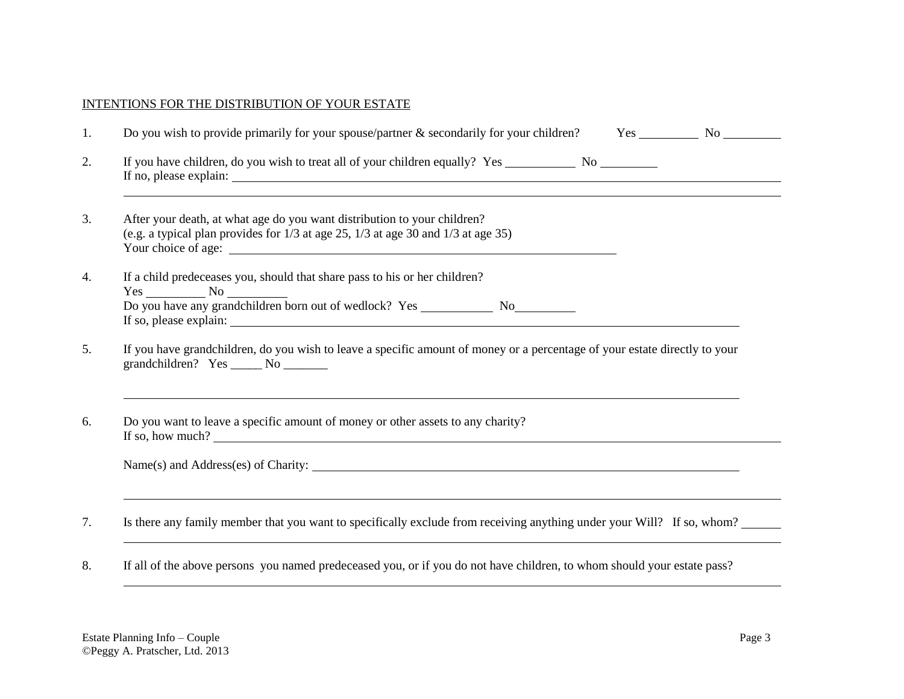INTENTIONS FOR THE DISTRIBUTION OF YOUR ESTATE

1. Do you wish to provide primarily for your spouse/partner & secondarily for your children? Yes __________ No __________

2. If you have children, do you wish to treat all of your children equally? Yes ___________ No __________
   If no, please explain: ______________________________________________________________________
   ______________________________________________________________________________________

3. After your death, at what age do you want distribution to your children?
   (e.g. a typical plan provides for 1/3 at age 25, 1/3 at age 30 and 1/3 at age 35)
   Your choice of age: ________________________________________________

4. If a child predeceases you, should that share pass to his or her children?
   Yes __________ No __________
   Do you have any grandchildren born out of wedlock? Yes ___________ No__________
   If so, please explain: ______________________________________________________________

5. If you have grandchildren, do you wish to leave a specific amount of money or a percentage of your estate directly to your grandchildren? Yes _____ No _______
   ______________________________________________________________________________________

6. Do you want to leave a specific amount of money or other assets to any charity?
   If so, how much? ___________________________________________________________________

   Name(s) and Address(es) of Charity: _______________________________________________
   ______________________________________________________________________________________

7. Is there any family member that you want to specifically exclude from receiving anything under your Will? If so, whom? ______
   ______________________________________________________________________________________

8. If all of the above persons you named predeceased you, or if you do not have children, to whom should your estate pass?
   ______________________________________________________________________________________

Estate Planning Info – Couple
©Peggy A. Pratscher, Ltd. 2013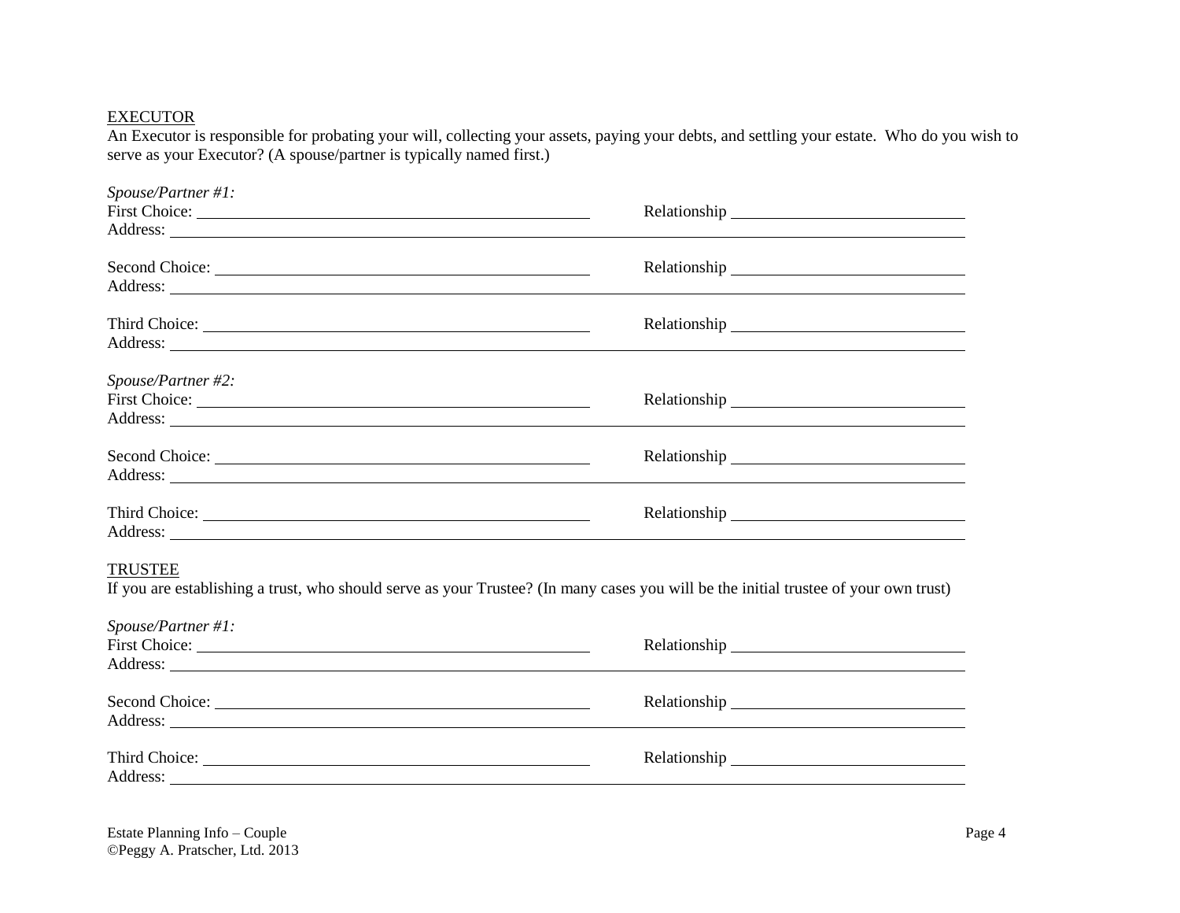## EXECUTOR

An Executor is responsible for probating your will, collecting your assets, paying your debts, and settling your estate. Who do you wish to serve as your Executor? (A spouse/partner is typically named first.)

*Spouse/Partner #1:*

First Choice: ______________________________ Relationship ____________________

Address: ______________________________________________________________

Second Choice: ______________________________ Relationship ____________________

Address: ______________________________________________________________

Third Choice: ______________________________ Relationship ____________________

Address: ______________________________________________________________

*Spouse/Partner #2:*

First Choice: ______________________________ Relationship ____________________

Address: ______________________________________________________________

Second Choice: ______________________________ Relationship ____________________

Address: ______________________________________________________________

Third Choice: ______________________________ Relationship ____________________

Address: ______________________________________________________________

## TRUSTEE

If you are establishing a trust, who should serve as your Trustee? (In many cases you will be the initial trustee of your own trust)

*Spouse/Partner #1:*

First Choice: ______________________________ Relationship ____________________

Address: ______________________________________________________________

Second Choice: ______________________________ Relationship ____________________

Address: ______________________________________________________________

Third Choice: ______________________________ Relationship ____________________

Address: ______________________________________________________________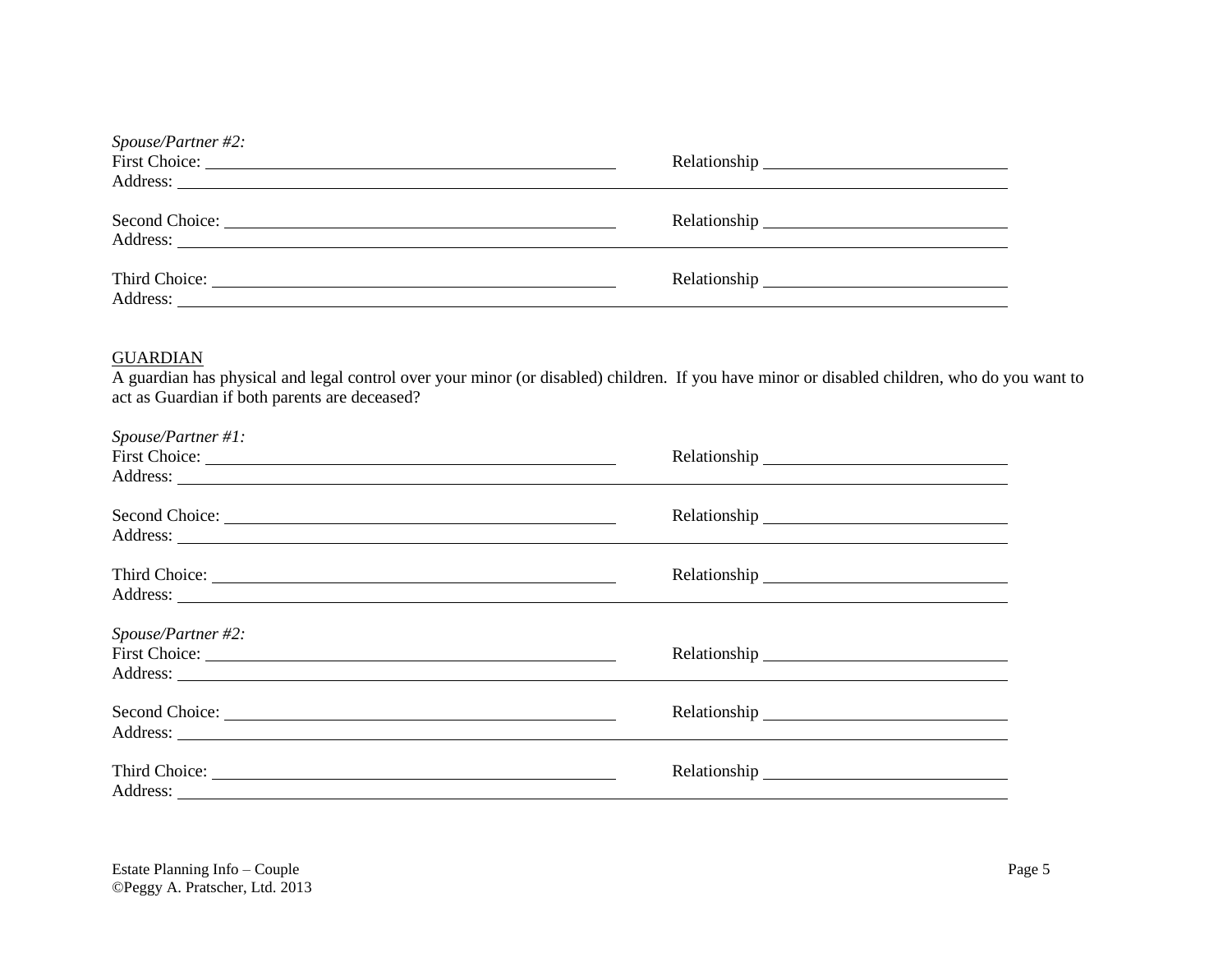*Spouse/Partner #2:*

First Choice: ______________________________ Relationship ______________________

Address: ________________________________________________________________

Second Choice: ____________________________ Relationship ______________________

Address: ________________________________________________________________

Third Choice: ______________________________ Relationship ______________________

Address: ________________________________________________________________

<u>GUARDIAN</u>

A guardian has physical and legal control over your minor (or disabled) children. If you have minor or disabled children, who do you want to act as Guardian if both parents are deceased?

*Spouse/Partner #1:*

First Choice: ______________________________ Relationship ______________________

Address: ________________________________________________________________

Second Choice: ____________________________ Relationship ______________________

Address: ________________________________________________________________

Third Choice: ______________________________ Relationship ______________________

Address: ________________________________________________________________

*Spouse/Partner #2:*

First Choice: ______________________________ Relationship ______________________

Address: ________________________________________________________________

Second Choice: ____________________________ Relationship ______________________

Address: ________________________________________________________________

Third Choice: ______________________________ Relationship ______________________

Address: ________________________________________________________________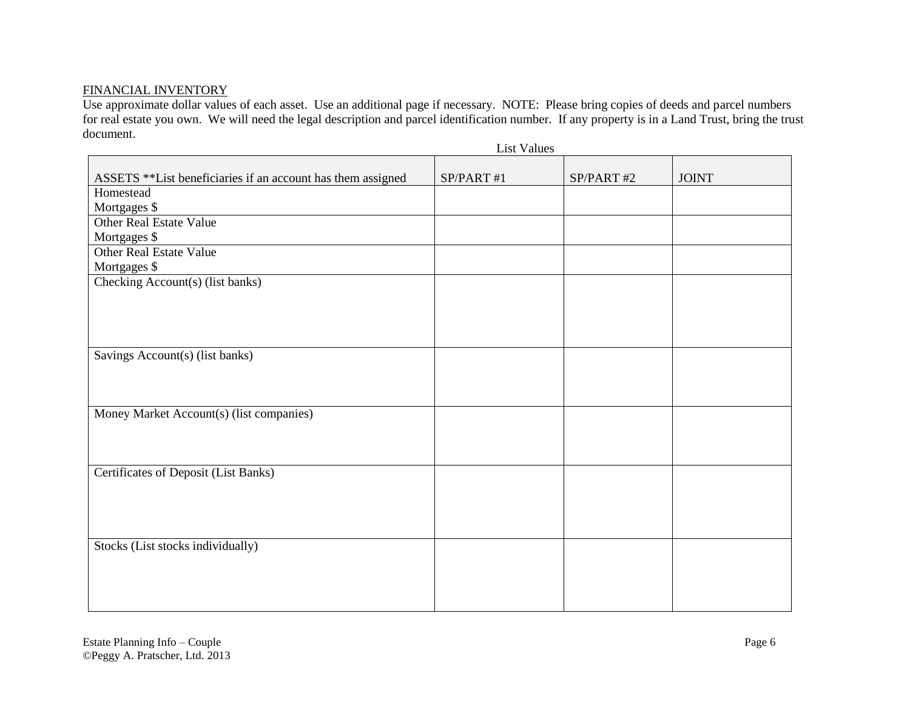FINANCIAL INVENTORY

Use approximate dollar values of each asset. Use an additional page if necessary. NOTE: Please bring copies of deeds and parcel numbers for real estate you own. We will need the legal description and parcel identification number. If any property is in a Land Trust, bring the trust document.

| ASSETS **List beneficiaries if an account has them assigned | List Values<br>SP/PART #1 | SP/PART #2 | JOINT |
|---|---|---|---|
| Homestead<br>Mortgages $ | | | |
| Other Real Estate Value<br>Mortgages $ | | | |
| Other Real Estate Value<br>Mortgages $ | | | |
| Checking Account(s) (list banks) | | | |
| Savings Account(s) (list banks) | | | |
| Money Market Account(s) (list companies) | | | |
| Certificates of Deposit (List Banks) | | | |
| Stocks (List stocks individually) | | | |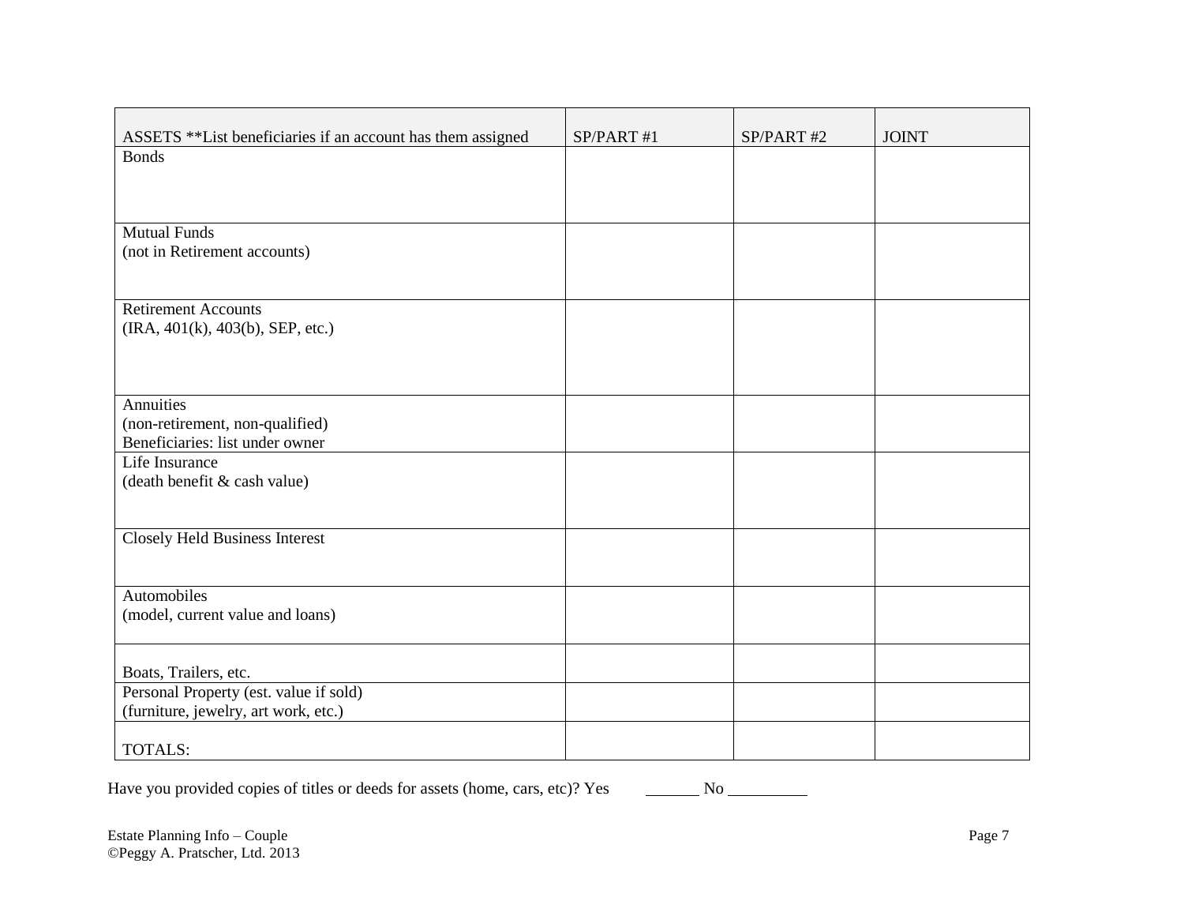| ASSETS **List beneficiaries if an account has them assigned | SP/PART #1 | SP/PART #2 | JOINT |
| --- | --- | --- | --- |
| Bonds | | | |
| Mutual Funds<br>(not in Retirement accounts) | | | |
| Retirement Accounts<br>(IRA, 401(k), 403(b), SEP, etc.) | | | |
| Annuities<br>(non-retirement, non-qualified)<br>Beneficiaries: list under owner | | | |
| Life Insurance<br>(death benefit & cash value) | | | |
| Closely Held Business Interest | | | |
| Automobiles<br>(model, current value and loans) | | | |
| Boats, Trailers, etc. | | | |
| Personal Property (est. value if sold)<br>(furniture, jewelry, art work, etc.) | | | |
| TOTALS: | | | |

Have you provided copies of titles or deeds for assets (home, cars, etc)? Yes ______ No _________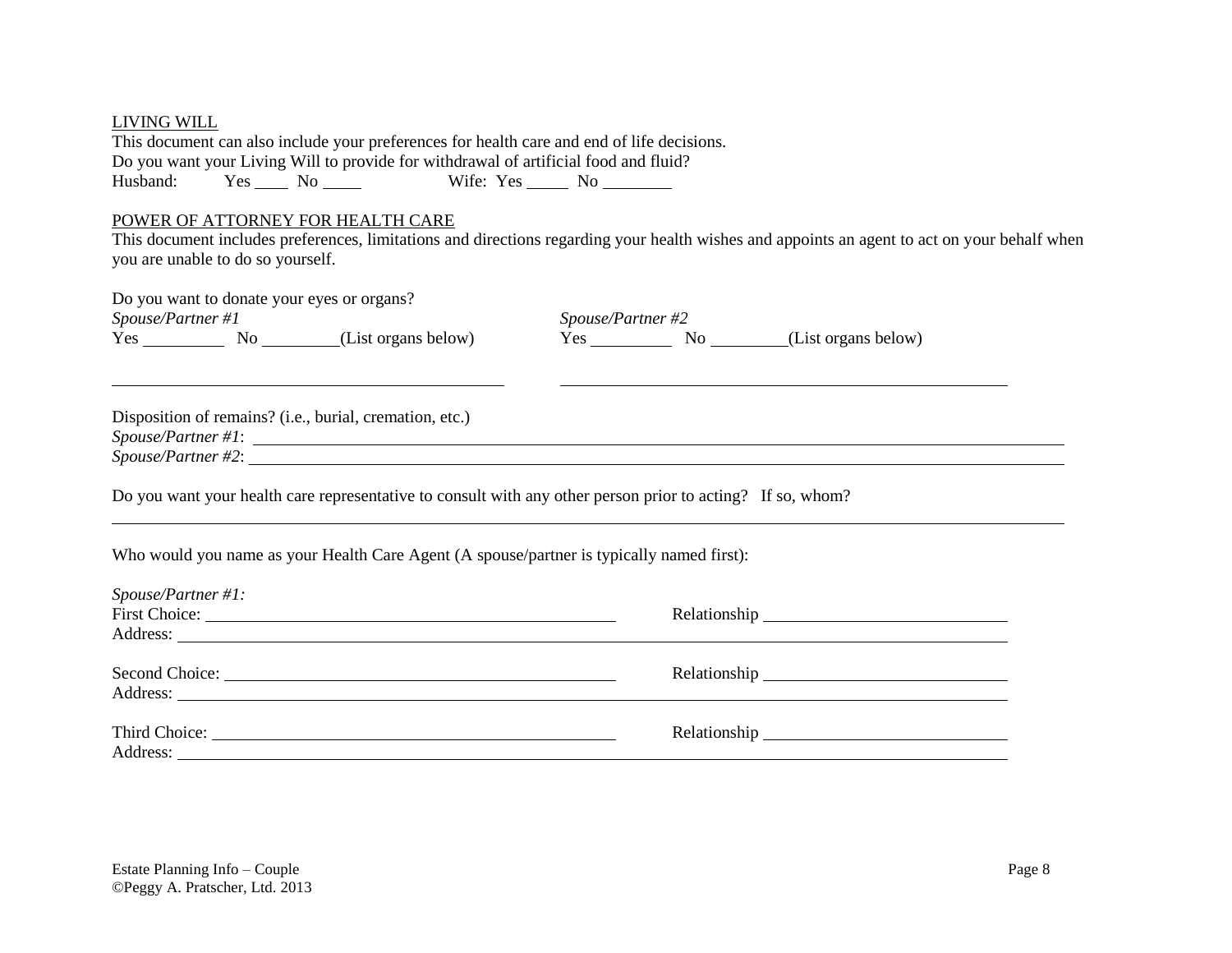LIVING WILL

This document can also include your preferences for health care and end of life decisions.
Do you want your Living Will to provide for withdrawal of artificial food and fluid?

Husband: Yes ____ No ____ Wife: Yes _____ No ________

POWER OF ATTORNEY FOR HEALTH CARE

This document includes preferences, limitations and directions regarding your health wishes and appoints an agent to act on your behalf when you are unable to do so yourself.

Do you want to donate your eyes or organs?

| *Spouse/Partner #1* | *Spouse/Partner #2* |
|---|---|
| Yes _________ No _________(List organs below) | Yes _________ No _________(List organs below) |
| ______________________________ | ______________________________ |

Disposition of remains? (i.e., burial, cremation, etc.)

*Spouse/Partner #1*: ________________________________________________

*Spouse/Partner #2*: ________________________________________________

Do you want your health care representative to consult with any other person prior to acting? If so, whom?

________________________________________________________________

Who would you name as your Health Care Agent (A spouse/partner is typically named first):

*Spouse/Partner #1:*

First Choice: ______________________________ Relationship ____________________

Address: ________________________________________________

Second Choice: ______________________________ Relationship ____________________

Address: ________________________________________________

Third Choice: ______________________________ Relationship ____________________

Address: ________________________________________________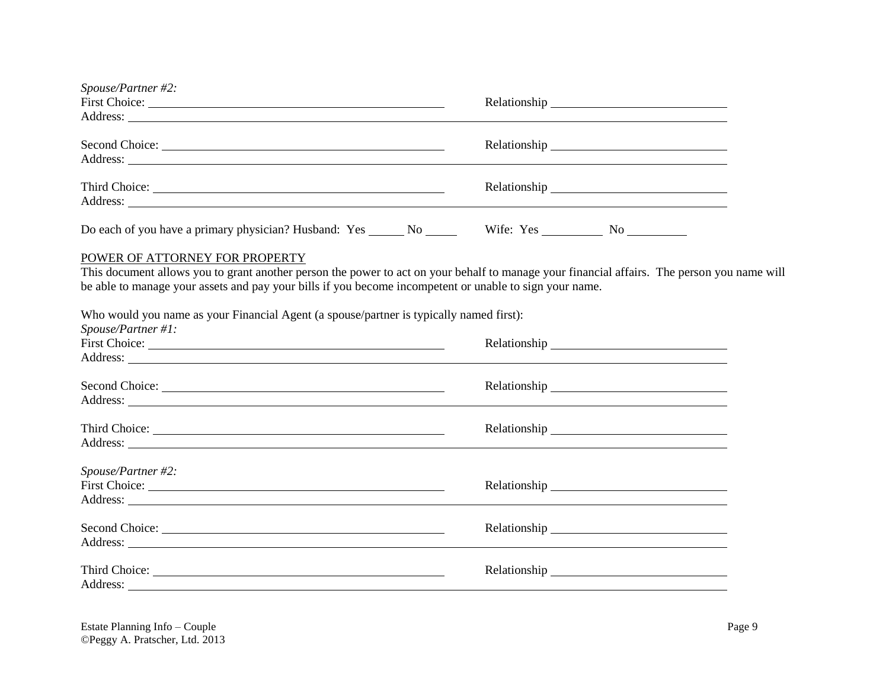*Spouse/Partner #2:*

First Choice: ______________________________ Relationship ______________________
Address: ______________________________________________________________

Second Choice: ______________________________ Relationship ______________________
Address: ______________________________________________________________

Third Choice: ______________________________ Relationship ______________________
Address: ______________________________________________________________

Do each of you have a primary physician? Husband: Yes ______ No _____ Wife: Yes _________ No _________

<u>POWER OF ATTORNEY FOR PROPERTY</u>

This document allows you to grant another person the power to act on your behalf to manage your financial affairs. The person you name will be able to manage your assets and pay your bills if you become incompetent or unable to sign your name.

Who would you name as your Financial Agent (a spouse/partner is typically named first):

*Spouse/Partner #1:*

First Choice: ______________________________ Relationship ______________________
Address: ______________________________________________________________

Second Choice: ______________________________ Relationship ______________________
Address: ______________________________________________________________

Third Choice: ______________________________ Relationship ______________________
Address: ______________________________________________________________

*Spouse/Partner #2:*

First Choice: ______________________________ Relationship ______________________
Address: ______________________________________________________________

Second Choice: ______________________________ Relationship ______________________
Address: ______________________________________________________________

Third Choice: ______________________________ Relationship ______________________
Address: ______________________________________________________________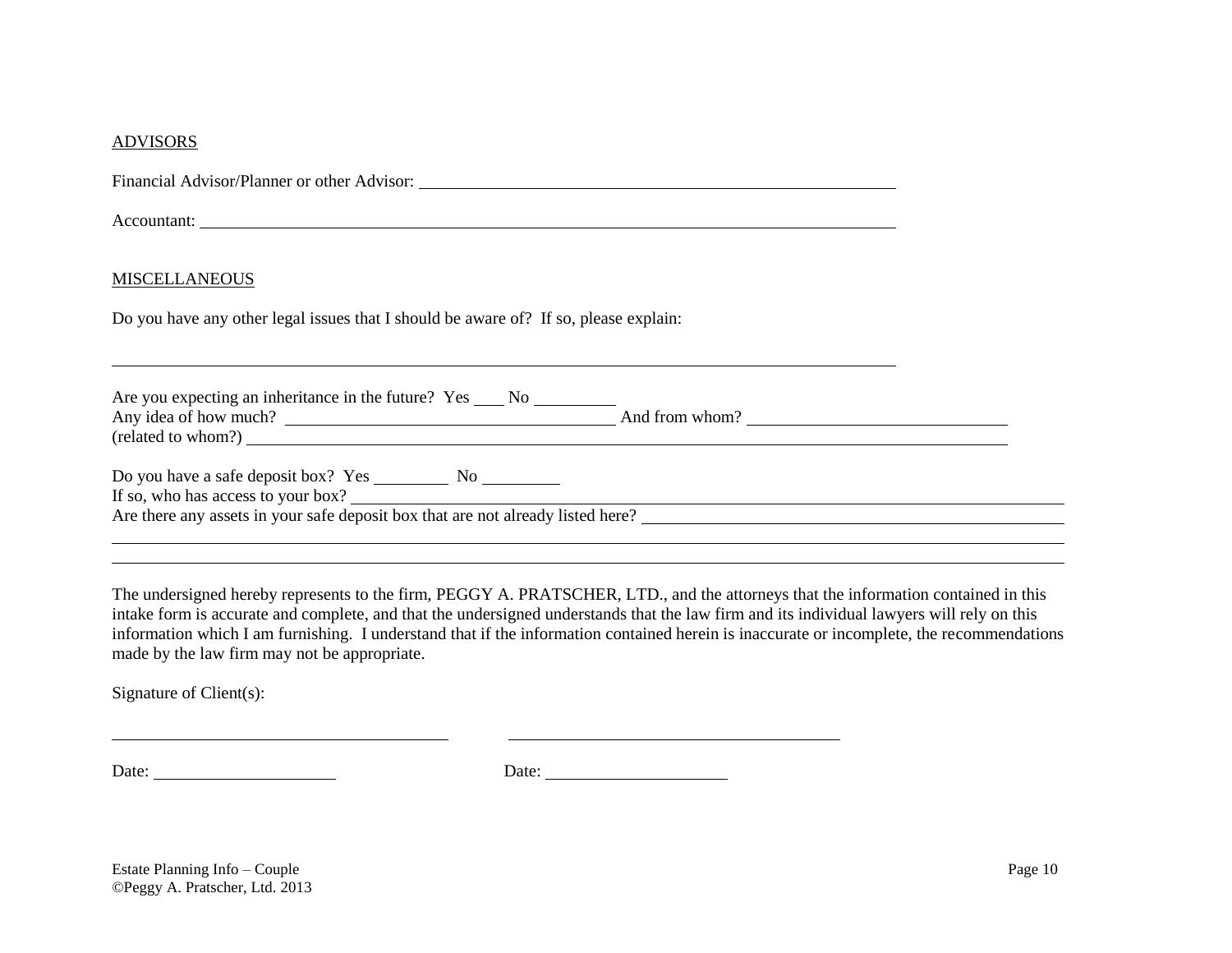ADVISORS

Financial Advisor/Planner or other Advisor: ______________________________________________

Accountant: ______________________________________________________________

MISCELLANEOUS

Do you have any other legal issues that I should be aware of? If so, please explain:

______________________________________________________________________

Are you expecting an inheritance in the future? Yes ___ No ________
Any idea of how much? ______________________________ And from whom? ________________________
(related to whom?) ______________________________________________________________________

Do you have a safe deposit box? Yes ________ No ________
If so, who has access to your box? ______________________________________________________________
Are there any assets in your safe deposit box that are not already listed here? ______________________________________
______________________________________________________________________
______________________________________________________________________

The undersigned hereby represents to the firm, PEGGY A. PRATSCHER, LTD., and the attorneys that the information contained in this intake form is accurate and complete, and that the undersigned understands that the law firm and its individual lawyers will rely on this information which I am furnishing. I understand that if the information contained herein is inaccurate or incomplete, the recommendations made by the law firm may not be appropriate.

Signature of Client(s):

______________________________ ______________________________

Date: ____________________ Date: ____________________

Estate Planning Info – Couple
©Peggy A. Pratscher, Ltd. 2013